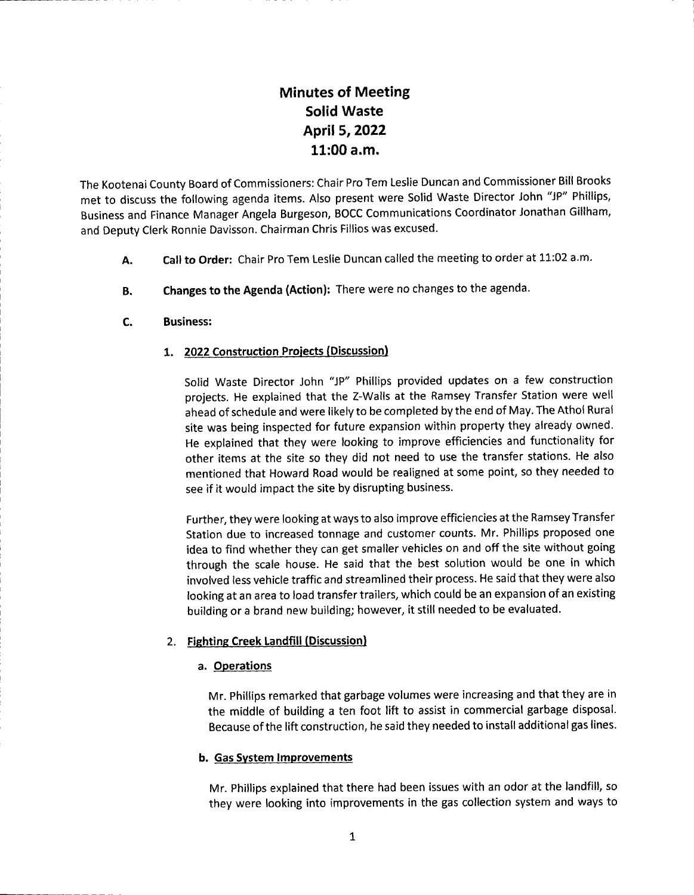# Minutes of Meeting
# Solid Waste
# April 5, 2022
# 11:00 a.m.

The Kootenai County Board of Commissioners: Chair Pro Tem Leslie Duncan and Commissioner Bill Brooks met to discuss the following agenda items. Also present were Solid Waste Director John "JP" Phillips, Business and Finance Manager Angela Burgeson, BOCC Communications Coordinator Jonathan Gillham, and Deputy Clerk Ronnie Davisson. Chairman Chris Fillios was excused.

**A. Call to Order:** Chair Pro Tem Leslie Duncan called the meeting to order at 11:02 a.m.

**B. Changes to the Agenda (Action):** There were no changes to the agenda.

**C. Business:**

1. **2022 Construction Projects (Discussion)**

   Solid Waste Director John "JP" Phillips provided updates on a few construction projects. He explained that the Z-Walls at the Ramsey Transfer Station were well ahead of schedule and were likely to be completed by the end of May. The Athol Rural site was being inspected for future expansion within property they already owned. He explained that they were looking to improve efficiencies and functionality for other items at the site so they did not need to use the transfer stations. He also mentioned that Howard Road would be realigned at some point, so they needed to see if it would impact the site by disrupting business.

   Further, they were looking at ways to also improve efficiencies at the Ramsey Transfer Station due to increased tonnage and customer counts. Mr. Phillips proposed one idea to find whether they can get smaller vehicles on and off the site without going through the scale house. He said that the best solution would be one in which involved less vehicle traffic and streamlined their process. He said that they were also looking at an area to load transfer trailers, which could be an expansion of an existing building or a brand new building; however, it still needed to be evaluated.

2. **Fighting Creek Landfill (Discussion)**

   a. **Operations**

   Mr. Phillips remarked that garbage volumes were increasing and that they are in the middle of building a ten foot lift to assist in commercial garbage disposal. Because of the lift construction, he said they needed to install additional gas lines.

   b. **Gas System Improvements**

   Mr. Phillips explained that there had been issues with an odor at the landfill, so they looking into improvements in the gas collection system and ways to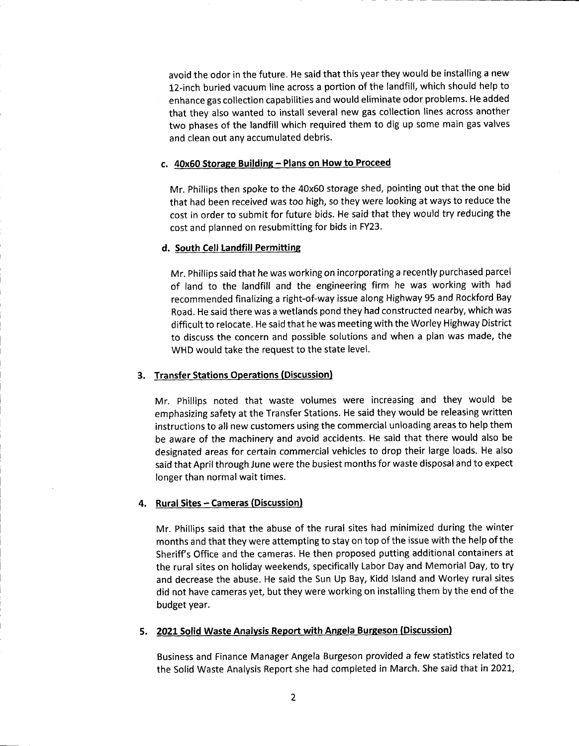avoid the odor in the future. He said that this year they would be installing a new 12-inch buried vacuum line across a portion of the landfill, which should help to enhance gas collection capabilities and would eliminate odor problems. He added that they also wanted to install several new gas collection lines across another two phases of the landfill which required them to dig up some main gas valves and clean out any accumulated debris.

**c. 40x60 Storage Building – Plans on How to Proceed**

Mr. Phillips then spoke to the 40x60 storage shed, pointing out that the one bid that had been received was too high, so they were looking at ways to reduce the cost in order to submit for future bids. He said that they would try reducing the cost and planned on resubmitting for bids in FY23.

**d. South Cell Landfill Permitting**

Mr. Phillips said that he was working on incorporating a recently purchased parcel of land to the landfill and the engineering firm he was working with had recommended finalizing a right-of-way issue along Highway 95 and Rockford Bay Road. He said there was a wetlands pond they had constructed nearby, which was difficult to relocate. He said that he was meeting with the Worley Highway District to discuss the concern and possible solutions and when a plan was made, the WHD would take the request to the state level.

**3. Transfer Stations Operations (Discussion)**

Mr. Phillips noted that waste volumes were increasing and they would be emphasizing safety at the Transfer Stations. He said they would be releasing written instructions to all new customers using the commercial unloading areas to help them be aware of the machinery and avoid accidents. He said that there would also be designated areas for certain commercial vehicles to drop their large loads. He also said that April through June were the busiest months for waste disposal and to expect longer than normal wait times.

**4. Rural Sites – Cameras (Discussion)**

Mr. Phillips said that the abuse of the rural sites had minimized during the winter months and that they were attempting to stay on top of the issue with the help of the Sheriff's Office and the cameras. He then proposed putting additional containers at the rural sites on holiday weekends, specifically Labor Day and Memorial Day, to try and decrease the abuse. He said the Sun Up Bay, Kidd Island and Worley rural sites did not have cameras yet, but they were working on installing them by the end of the budget year.

**5. 2021 Solid Waste Analysis Report with Angela Burgeson (Discussion)**

Business and Finance Manager Angela Burgeson provided a few statistics related to the Solid Waste Analysis Report she had completed in March. She said that in 2021,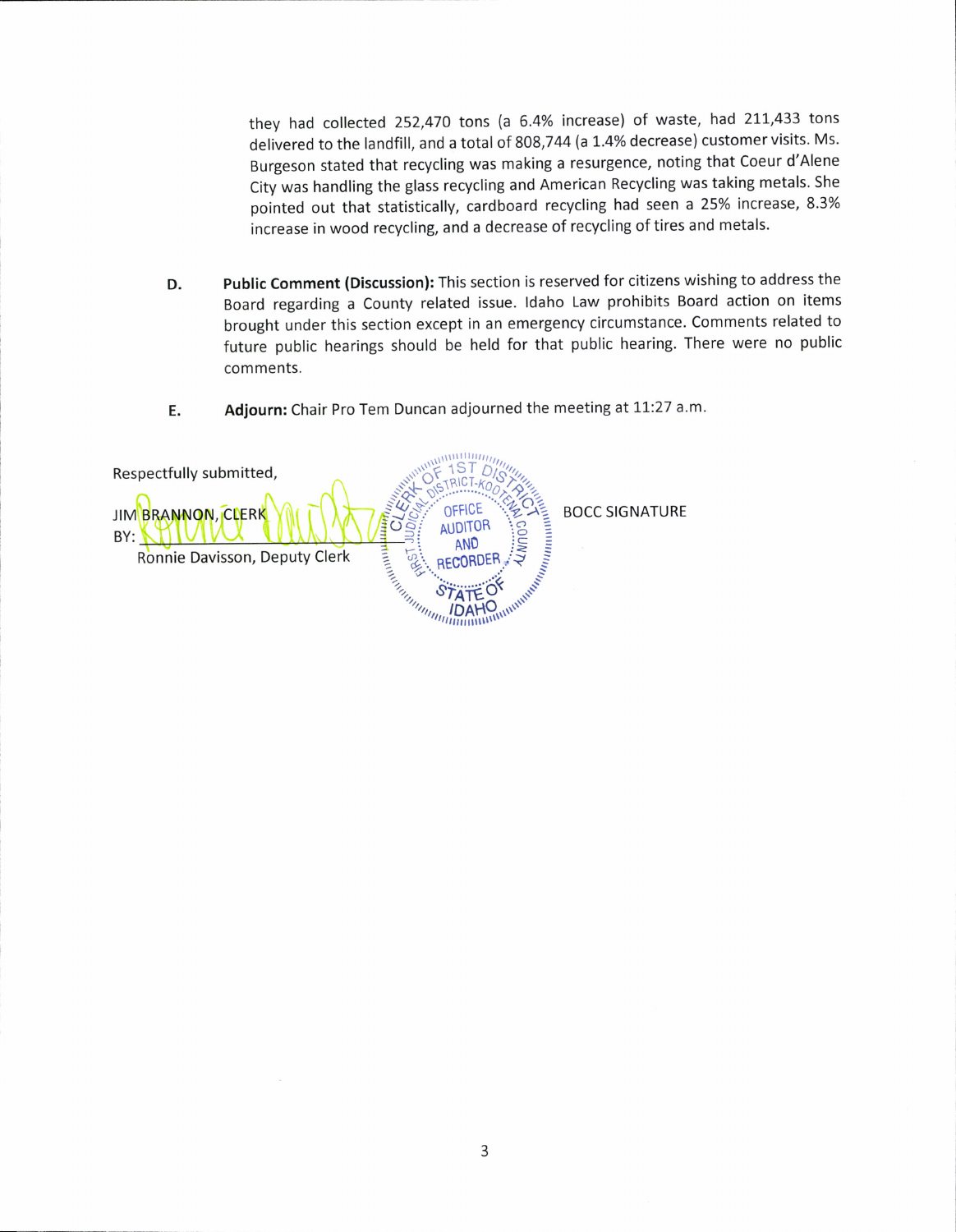they had collected 252,470 tons (a 6.4% increase) of waste, had 211,433 tons delivered to the landfill, and a total of 808,744 (a 1.4% decrease) customer visits. Ms. Burgeson stated that recycling was making a resurgence, noting that Coeur d'Alene City was handling the glass recycling and American Recycling was taking metals. She pointed out that statistically, cardboard recycling had seen a 25% increase, 8.3% increase in wood recycling, and a decrease of recycling of tires and metals.

**D. Public Comment (Discussion):** This section is reserved for citizens wishing to address the Board regarding a County related issue. Idaho Law prohibits Board action on items brought under this section except in an emergency circumstance. Comments related to future public hearings should be held for that public hearing. There were no public comments.

**E. Adjourn:** Chair Pro Tem Duncan adjourned the meeting at 11:27 a.m.

Respectfully submitted,

JIM BRANNON, CLERK

BY: ______________________

Ronnie Davisson, Deputy Clerk

CLERK OF 1ST DISTRICT FIRST JUDICIAL DISTRICT-KOOTENAI COUNTY OFFICE AUDITOR AND RECORDER STATE OF IDAHO

BOCC SIGNATURE